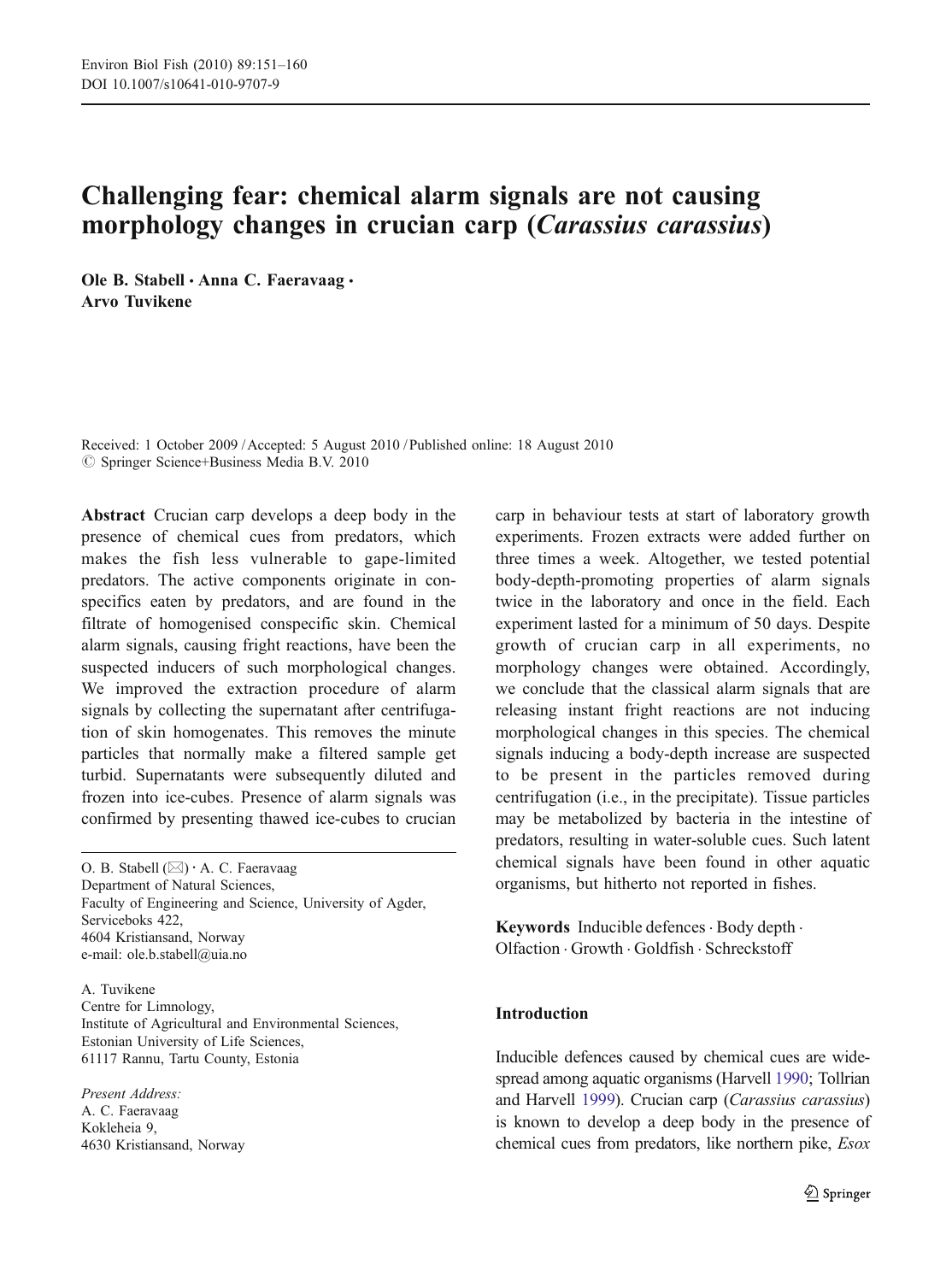# Challenging fear: chemical alarm signals are not causing morphology changes in crucian carp (*Carassius carassius*)

**Ole B. Stabell · Anna C. Faeravaag · Arvo Tuvikene**

Received: 1 October 2009 / Accepted: 5 August 2010 / Published online: 18 August 2010
© Springer Science+Business Media B.V. 2010

**Abstract** Crucian carp develops a deep body in the presence of chemical cues from predators, which makes the fish less vulnerable to gape-limited predators. The active components originate in conspecifics eaten by predators, and are found in the filtrate of homogenised conspecific skin. Chemical alarm signals, causing fright reactions, have been the suspected inducers of such morphological changes. We improved the extraction procedure of alarm signals by collecting the supernatant after centrifugation of skin homogenates. This removes the minute particles that normally make a filtered sample get turbid. Supernatants were subsequently diluted and frozen into ice-cubes. Presence of alarm signals was confirmed by presenting thawed ice-cubes to crucian carp in behaviour tests at start of laboratory growth experiments. Frozen extracts were added further on three times a week. Altogether, we tested potential body-depth-promoting properties of alarm signals twice in the laboratory and once in the field. Each experiment lasted for a minimum of 50 days. Despite growth of crucian carp in all experiments, no morphology changes were obtained. Accordingly, we conclude that the classical alarm signals that are releasing instant fright reactions are not inducing morphological changes in this species. The chemical signals inducing a body-depth increase are suspected to be present in the particles removed during centrifugation (i.e., in the precipitate). Tissue particles may be metabolized by bacteria in the intestine of predators, resulting in water-soluble cues. Such latent chemical signals have been found in other aquatic organisms, but hitherto not reported in fishes.

**Keywords** Inducible defences · Body depth · Olfaction · Growth · Goldfish · Schreckstoff

O. B. Stabell (✉) · A. C. Faeravaag
Department of Natural Sciences,
Faculty of Engineering and Science, University of Agder,
Serviceboks 422,
4604 Kristiansand, Norway
e-mail: ole.b.stabell@uia.no

A. Tuvikene
Centre for Limnology,
Institute of Agricultural and Environmental Sciences,
Estonian University of Life Sciences,
61117 Rannu, Tartu County, Estonia

*Present Address:*
A. C. Faeravaag
Kokleheia 9,
4630 Kristiansand, Norway

## Introduction

Inducible defences caused by chemical cues are widespread among aquatic organisms (Harvell 1990; Tollrian and Harvell 1999). Crucian carp (*Carassius carassius*) is known to develop a deep body in the presence of chemical cues from predators, like northern pike, *Esox*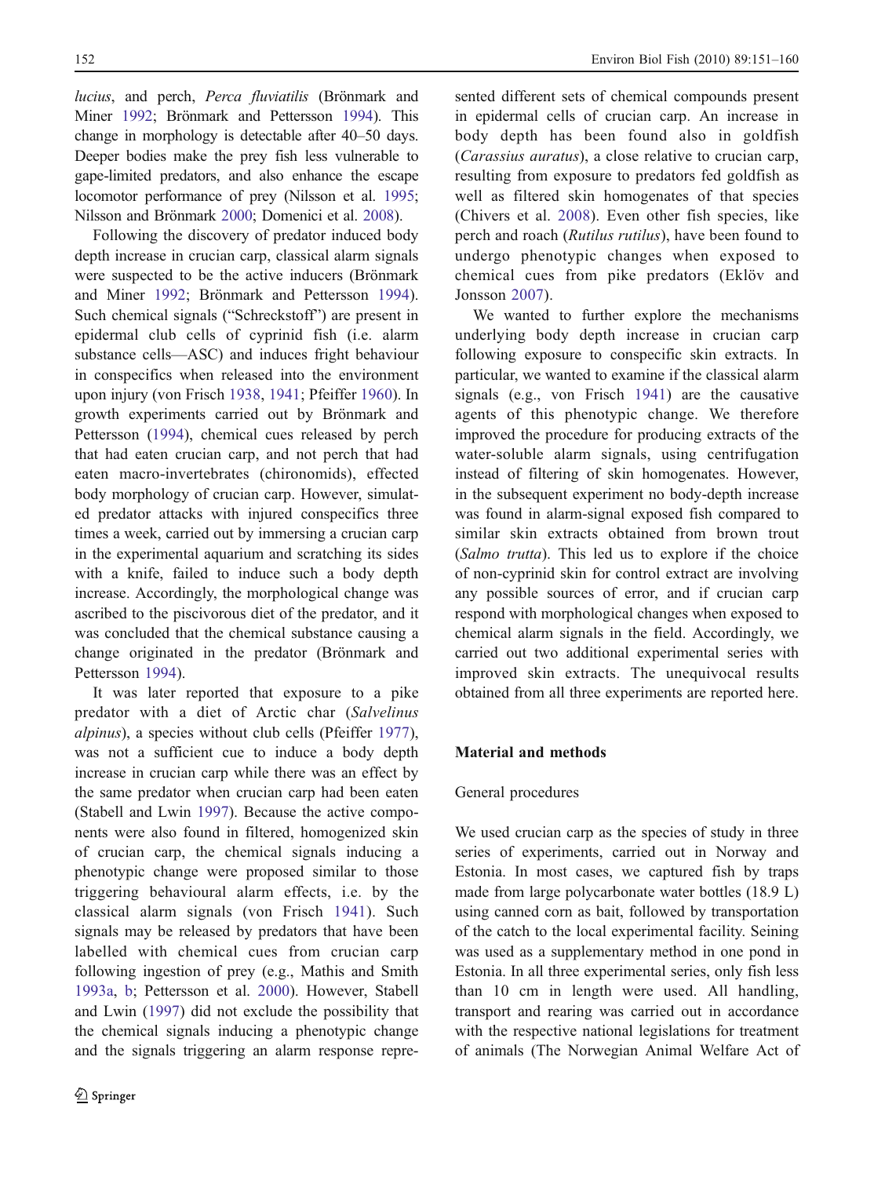*lucius*, and perch, *Perca fluviatilis* (Brönmark and Miner 1992; Brönmark and Pettersson 1994). This change in morphology is detectable after 40–50 days. Deeper bodies make the prey fish less vulnerable to gape-limited predators, and also enhance the escape locomotor performance of prey (Nilsson et al. 1995; Nilsson and Brönmark 2000; Domenici et al. 2008).

Following the discovery of predator induced body depth increase in crucian carp, classical alarm signals were suspected to be the active inducers (Brönmark and Miner 1992; Brönmark and Pettersson 1994). Such chemical signals ("Schreckstoff") are present in epidermal club cells of cyprinid fish (i.e. alarm substance cells—ASC) and induces fright behaviour in conspecifics when released into the environment upon injury (von Frisch 1938, 1941; Pfeiffer 1960). In growth experiments carried out by Brönmark and Pettersson (1994), chemical cues released by perch that had eaten crucian carp, and not perch that had eaten macro-invertebrates (chironomids), effected body morphology of crucian carp. However, simulated predator attacks with injured conspecifics three times a week, carried out by immersing a crucian carp in the experimental aquarium and scratching its sides with a knife, failed to induce such a body depth increase. Accordingly, the morphological change was ascribed to the piscivorous diet of the predator, and it was concluded that the chemical substance causing a change originated in the predator (Brönmark and Pettersson 1994).

It was later reported that exposure to a pike predator with a diet of Arctic char (*Salvelinus alpinus*), a species without club cells (Pfeiffer 1977), was not a sufficient cue to induce a body depth increase in crucian carp while there was an effect by the same predator when crucian carp had been eaten (Stabell and Lwin 1997). Because the active components were also found in filtered, homogenized skin of crucian carp, the chemical signals inducing a phenotypic change were proposed similar to those triggering behavioural alarm effects, i.e. by the classical alarm signals (von Frisch 1941). Such signals may be released by predators that have been labelled with chemical cues from crucian carp following ingestion of prey (e.g., Mathis and Smith 1993a, b; Pettersson et al. 2000). However, Stabell and Lwin (1997) did not exclude the possibility that the chemical signals inducing a phenotypic change and the signals triggering an alarm response represented different sets of chemical compounds present in epidermal cells of crucian carp. An increase in body depth has been found also in goldfish (*Carassius auratus*), a close relative to crucian carp, resulting from exposure to predators fed goldfish as well as filtered skin homogenates of that species (Chivers et al. 2008). Even other fish species, like perch and roach (*Rutilus rutilus*), have been found to undergo phenotypic changes when exposed to chemical cues from pike predators (Eklöv and Jonsson 2007).

We wanted to further explore the mechanisms underlying body depth increase in crucian carp following exposure to conspecific skin extracts. In particular, we wanted to examine if the classical alarm signals (e.g., von Frisch 1941) are the causative agents of this phenotypic change. We therefore improved the procedure for producing extracts of the water-soluble alarm signals, using centrifugation instead of filtering of skin homogenates. However, in the subsequent experiment no body-depth increase was found in alarm-signal exposed fish compared to similar skin extracts obtained from brown trout (*Salmo trutta*). This led us to explore if the choice of non-cyprinid skin for control extract are involving any possible sources of error, and if crucian carp respond with morphological changes when exposed to chemical alarm signals in the field. Accordingly, we carried out two additional experimental series with improved skin extracts. The unequivocal results obtained from all three experiments are reported here.

## Material and methods

### General procedures

We used crucian carp as the species of study in three series of experiments, carried out in Norway and Estonia. In most cases, we captured fish by traps made from large polycarbonate water bottles (18.9 L) using canned corn as bait, followed by transportation of the catch to the local experimental facility. Seining was used as a supplementary method in one pond in Estonia. In all three experimental series, only fish less than 10 cm in length were used. All handling, transport and rearing was carried out in accordance with the respective national legislations for treatment of animals (The Norwegian Animal Welfare Act of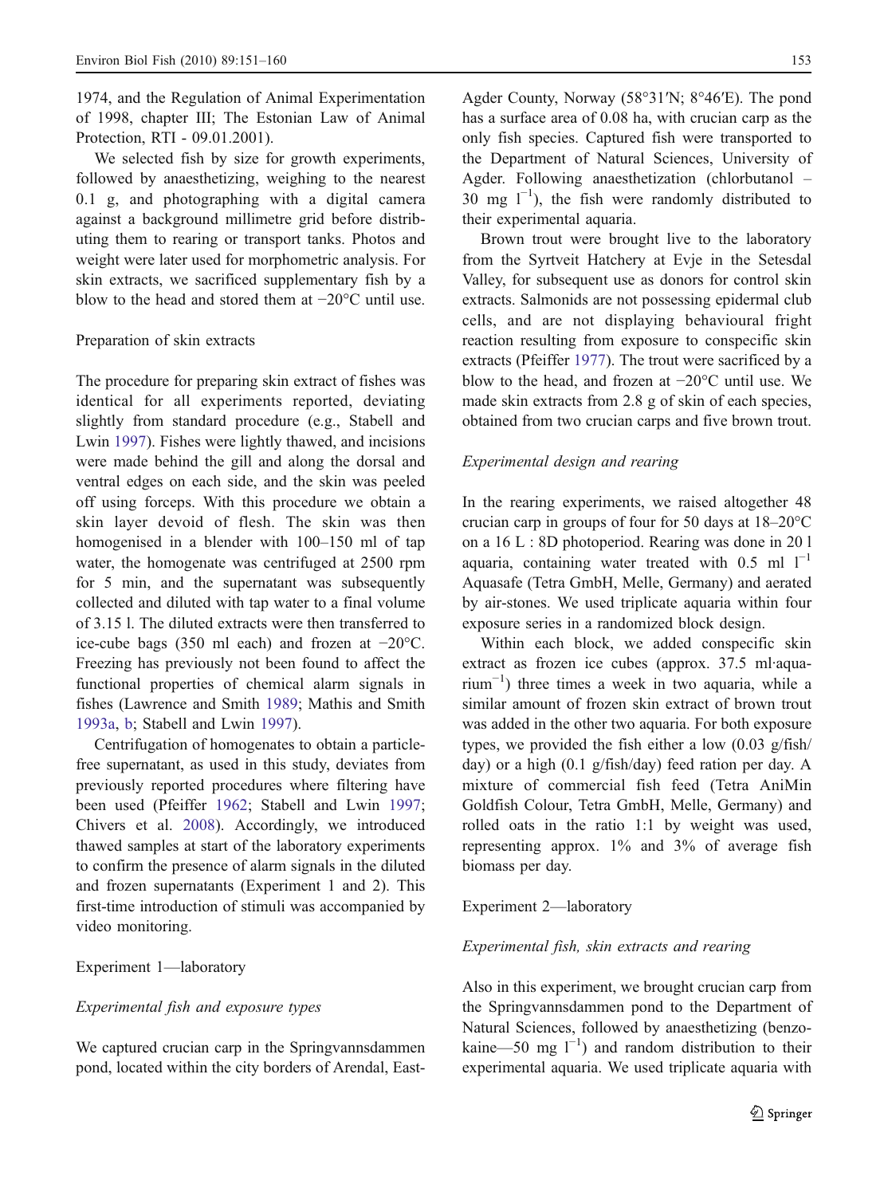1974, and the Regulation of Animal Experimentation of 1998, chapter III; The Estonian Law of Animal Protection, RTI - 09.01.2001).

We selected fish by size for growth experiments, followed by anaesthetizing, weighing to the nearest 0.1 g, and photographing with a digital camera against a background millimetre grid before distributing them to rearing or transport tanks. Photos and weight were later used for morphometric analysis. For skin extracts, we sacrificed supplementary fish by a blow to the head and stored them at −20°C until use.

### Preparation of skin extracts

The procedure for preparing skin extract of fishes was identical for all experiments reported, deviating slightly from standard procedure (e.g., Stabell and Lwin 1997). Fishes were lightly thawed, and incisions were made behind the gill and along the dorsal and ventral edges on each side, and the skin was peeled off using forceps. With this procedure we obtain a skin layer devoid of flesh. The skin was then homogenised in a blender with 100–150 ml of tap water, the homogenate was centrifuged at 2500 rpm for 5 min, and the supernatant was subsequently collected and diluted with tap water to a final volume of 3.15 l. The diluted extracts were then transferred to ice-cube bags (350 ml each) and frozen at −20°C. Freezing has previously not been found to affect the functional properties of chemical alarm signals in fishes (Lawrence and Smith 1989; Mathis and Smith 1993a, b; Stabell and Lwin 1997).

Centrifugation of homogenates to obtain a particle-free supernatant, as used in this study, deviates from previously reported procedures where filtering have been used (Pfeiffer 1962; Stabell and Lwin 1997; Chivers et al. 2008). Accordingly, we introduced thawed samples at start of the laboratory experiments to confirm the presence of alarm signals in the diluted and frozen supernatants (Experiment 1 and 2). This first-time introduction of stimuli was accompanied by video monitoring.

## Experiment 1—laboratory

### *Experimental fish and exposure types*

We captured crucian carp in the Springvannsdammen pond, located within the city borders of Arendal, East-Agder County, Norway (58°31′N; 8°46′E). The pond has a surface area of 0.08 ha, with crucian carp as the only fish species. Captured fish were transported to the Department of Natural Sciences, University of Agder. Following anaesthetization (chlorbutanol – 30 mg $l^{-1}$), the fish were randomly distributed to their experimental aquaria.

Brown trout were brought live to the laboratory from the Syrtveit Hatchery at Evje in the Setesdal Valley, for subsequent use as donors for control skin extracts. Salmonids are not possessing epidermal club cells, and are not displaying behavioural fright reaction resulting from exposure to conspecific skin extracts (Pfeiffer 1977). The trout were sacrificed by a blow to the head, and frozen at −20°C until use. We made skin extracts from 2.8 g of skin of each species, obtained from two crucian carps and five brown trout.

### *Experimental design and rearing*

In the rearing experiments, we raised altogether 48 crucian carp in groups of four for 50 days at 18–20°C on a 16 L : 8D photoperiod. Rearing was done in 20 l aquaria, containing water treated with 0.5 ml $l^{-1}$ Aquasafe (Tetra GmbH, Melle, Germany) and aerated by air-stones. We used triplicate aquaria within four exposure series in a randomized block design.

Within each block, we added conspecific skin extract as frozen ice cubes (approx. 37.5 ml·aquarium$^{-1}$) three times a week in two aquaria, while a similar amount of frozen skin extract of brown trout was added in the other two aquaria. For both exposure types, we provided the fish either a low (0.03 g/fish/day) or a high (0.1 g/fish/day) feed ration per day. A mixture of commercial fish feed (Tetra AniMin Goldfish Colour, Tetra GmbH, Melle, Germany) and rolled oats in the ratio 1:1 by weight was used, representing approx. 1% and 3% of average fish biomass per day.

## Experiment 2—laboratory

### *Experimental fish, skin extracts and rearing*

Also in this experiment, we brought crucian carp from the Springvannsdammen pond to the Department of Natural Sciences, followed by anaesthetizing (benzokaine—50 mg $l^{-1}$) and random distribution to their experimental aquaria. We used triplicate aquaria with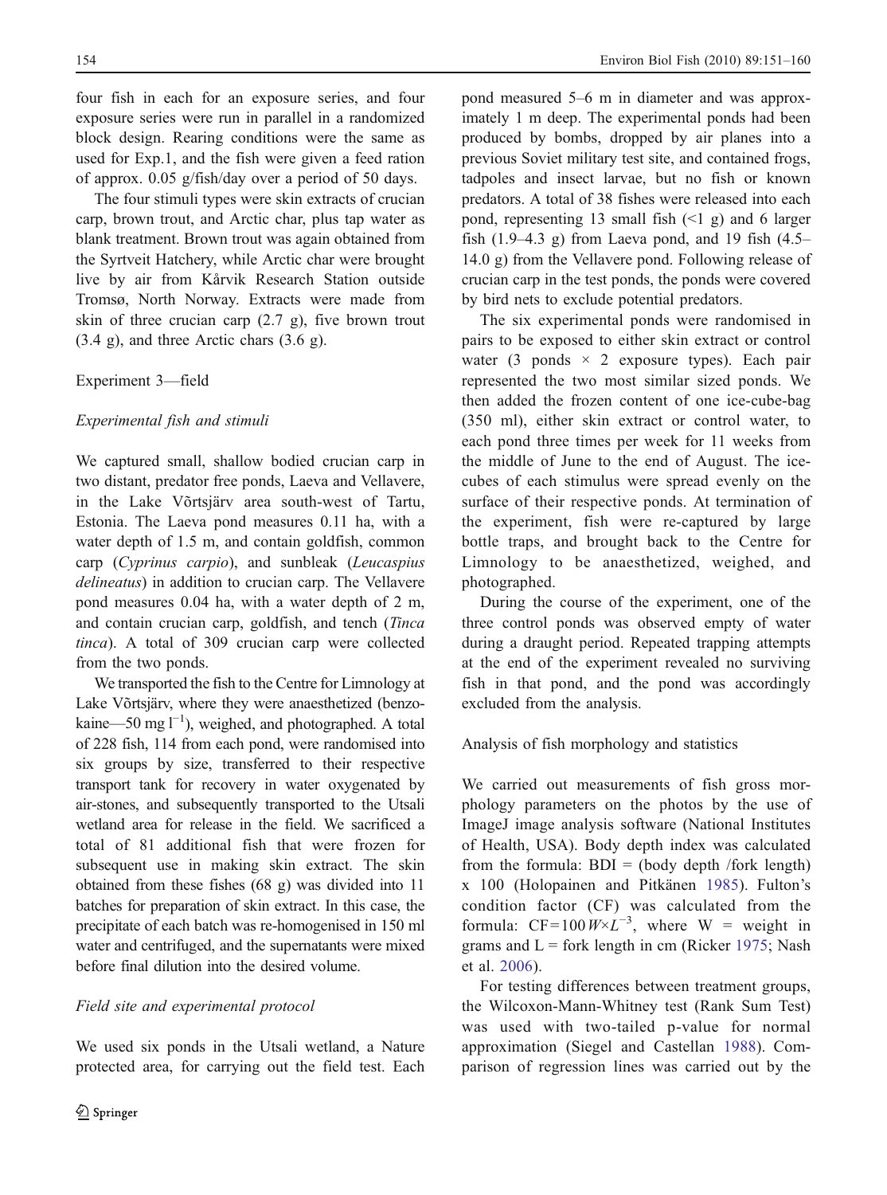four fish in each for an exposure series, and four exposure series were run in parallel in a randomized block design. Rearing conditions were the same as used for Exp.1, and the fish were given a feed ration of approx. 0.05 g/fish/day over a period of 50 days.

The four stimuli types were skin extracts of crucian carp, brown trout, and Arctic char, plus tap water as blank treatment. Brown trout was again obtained from the Syrtveit Hatchery, while Arctic char were brought live by air from Kårvik Research Station outside Tromsø, North Norway. Extracts were made from skin of three crucian carp (2.7 g), five brown trout (3.4 g), and three Arctic chars (3.6 g).

### Experiment 3—field

#### *Experimental fish and stimuli*

We captured small, shallow bodied crucian carp in two distant, predator free ponds, Laeva and Vellavere, in the Lake Võrtsjärv area south-west of Tartu, Estonia. The Laeva pond measures 0.11 ha, with a water depth of 1.5 m, and contain goldfish, common carp (*Cyprinus carpio*), and sunbleak (*Leucaspius delineatus*) in addition to crucian carp. The Vellavere pond measures 0.04 ha, with a water depth of 2 m, and contain crucian carp, goldfish, and tench (*Tinca tinca*). A total of 309 crucian carp were collected from the two ponds.

We transported the fish to the Centre for Limnology at Lake Võrtsjärv, where they were anaesthetized (benzokaine—50 mg $l^{-1}$), weighed, and photographed. A total of 228 fish, 114 from each pond, were randomised into six groups by size, transferred to their respective transport tank for recovery in water oxygenated by air-stones, and subsequently transported to the Utsali wetland area for release in the field. We sacrificed a total of 81 additional fish that were frozen for subsequent use in making skin extract. The skin obtained from these fishes (68 g) was divided into 11 batches for preparation of skin extract. In this case, the precipitate of each batch was re-homogenised in 150 ml water and centrifuged, and the supernatants were mixed before final dilution into the desired volume.

#### *Field site and experimental protocol*

We used six ponds in the Utsali wetland, a Nature protected area, for carrying out the field test. Each pond measured 5–6 m in diameter and was approximately 1 m deep. The experimental ponds had been produced by bombs, dropped by air planes into a previous Soviet military test site, and contained frogs, tadpoles and insect larvae, but no fish or known predators. A total of 38 fishes were released into each pond, representing 13 small fish (<1 g) and 6 larger fish (1.9–4.3 g) from Laeva pond, and 19 fish (4.5–14.0 g) from the Vellavere pond. Following release of crucian carp in the test ponds, the ponds were covered by bird nets to exclude potential predators.

The six experimental ponds were randomised in pairs to be exposed to either skin extract or control water (3 ponds × 2 exposure types). Each pair represented the two most similar sized ponds. We then added the frozen content of one ice-cube-bag (350 ml), either skin extract or control water, to each pond three times per week for 11 weeks from the middle of June to the end of August. The ice-cubes of each stimulus were spread evenly on the surface of their respective ponds. At termination of the experiment, fish were re-captured by large bottle traps, and brought back to the Centre for Limnology to be anaesthetized, weighed, and photographed.

During the course of the experiment, one of the three control ponds was observed empty of water during a draught period. Repeated trapping attempts at the end of the experiment revealed no surviving fish in that pond, and the pond was accordingly excluded from the analysis.

### Analysis of fish morphology and statistics

We carried out measurements of fish gross morphology parameters on the photos by the use of ImageJ image analysis software (National Institutes of Health, USA). Body depth index was calculated from the formula: BDI = (body depth /fork length) x 100 (Holopainen and Pitkänen 1985). Fulton's condition factor (CF) was calculated from the formula: $CF = 100\,W \times L^{-3}$, where W = weight in grams and L = fork length in cm (Ricker 1975; Nash et al. 2006).

For testing differences between treatment groups, the Wilcoxon-Mann-Whitney test (Rank Sum Test) was used with two-tailed p-value for normal approximation (Siegel and Castellan 1988). Comparison of regression lines was carried out by the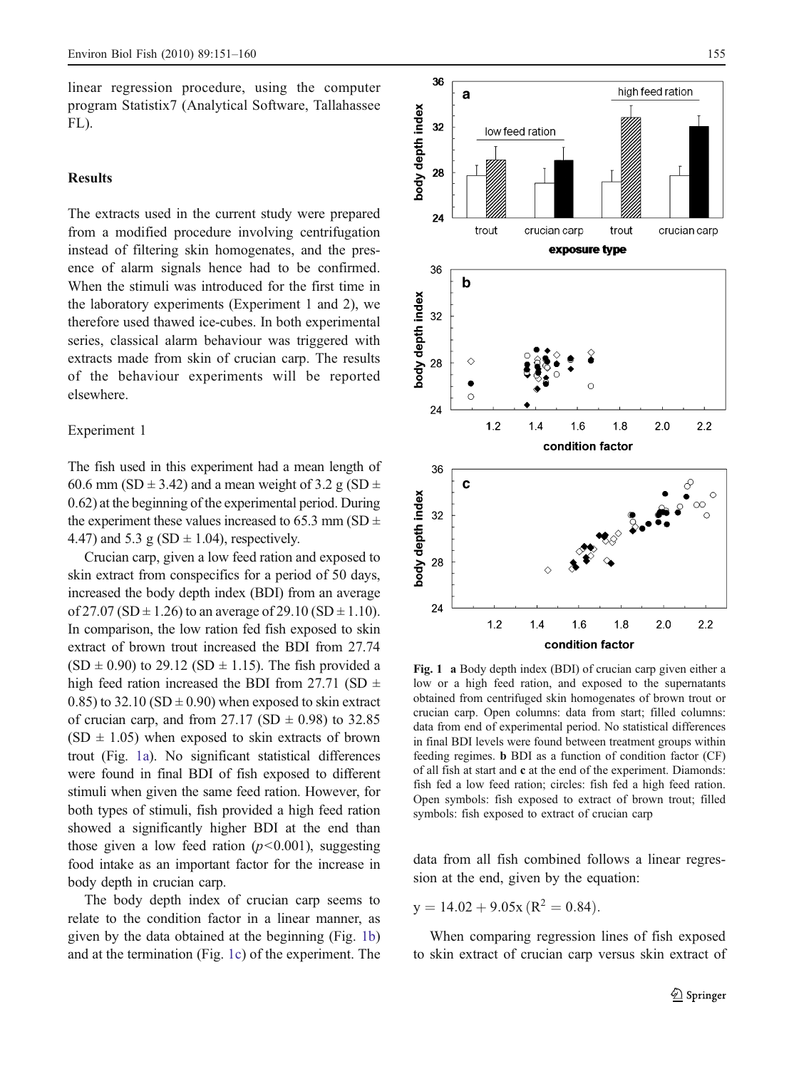linear regression procedure, using the computer program Statistix7 (Analytical Software, Tallahassee FL).

## Results

The extracts used in the current study were prepared from a modified procedure involving centrifugation instead of filtering skin homogenates, and the presence of alarm signals hence had to be confirmed. When the stimuli was introduced for the first time in the laboratory experiments (Experiment 1 and 2), we therefore used thawed ice-cubes. In both experimental series, classical alarm behaviour was triggered with extracts made from skin of crucian carp. The results of the behaviour experiments will be reported elsewhere.

### Experiment 1

The fish used in this experiment had a mean length of 60.6 mm (SD ± 3.42) and a mean weight of 3.2 g (SD ± 0.62) at the beginning of the experimental period. During the experiment these values increased to 65.3 mm (SD ± 4.47) and 5.3 g (SD ± 1.04), respectively.

Crucian carp, given a low feed ration and exposed to skin extract from conspecifics for a period of 50 days, increased the body depth index (BDI) from an average of 27.07 (SD ± 1.26) to an average of 29.10 (SD ± 1.10). In comparison, the low ration fed fish exposed to skin extract of brown trout increased the BDI from 27.74 (SD ± 0.90) to 29.12 (SD ± 1.15). The fish provided a high feed ration increased the BDI from 27.71 (SD ± 0.85) to 32.10 (SD ± 0.90) when exposed to skin extract of crucian carp, and from 27.17 (SD ± 0.98) to 32.85 (SD ± 1.05) when exposed to skin extracts of brown trout (Fig. 1a). No significant statistical differences were found in final BDI of fish exposed to different stimuli when given the same feed ration. However, for both types of stimuli, fish provided a high feed ration showed a significantly higher BDI at the end than those given a low feed ration ($p<0.001$), suggesting food intake as an important factor for the increase in body depth in crucian carp.

The body depth index of crucian carp seems to relate to the condition factor in a linear manner, as given by the data obtained at the beginning (Fig. 1b) and at the termination (Fig. 1c) of the experiment. The data from all fish combined follows a linear regression at the end, given by the equation:

$$y = 14.02 + 9.05x\ (R^2 = 0.84).$$

When comparing regression lines of fish exposed to skin extract of crucian carp versus skin extract of

**Fig. 1** **a** Body depth index (BDI) of crucian carp given either a low or a high feed ration, and exposed to the supernatants obtained from centrifuged skin homogenates of brown trout or crucian carp. Open columns: data from start; filled columns: data from end of experimental period. No statistical differences in final BDI levels were found between treatment groups within feeding regimes. **b** BDI as a function of condition factor (CF) of all fish at start and **c** at the end of the experiment. Diamonds: fish fed a low feed ration; circles: fish fed a high feed ration. Open symbols: fish exposed to extract of brown trout; filled symbols: fish exposed to extract of crucian carp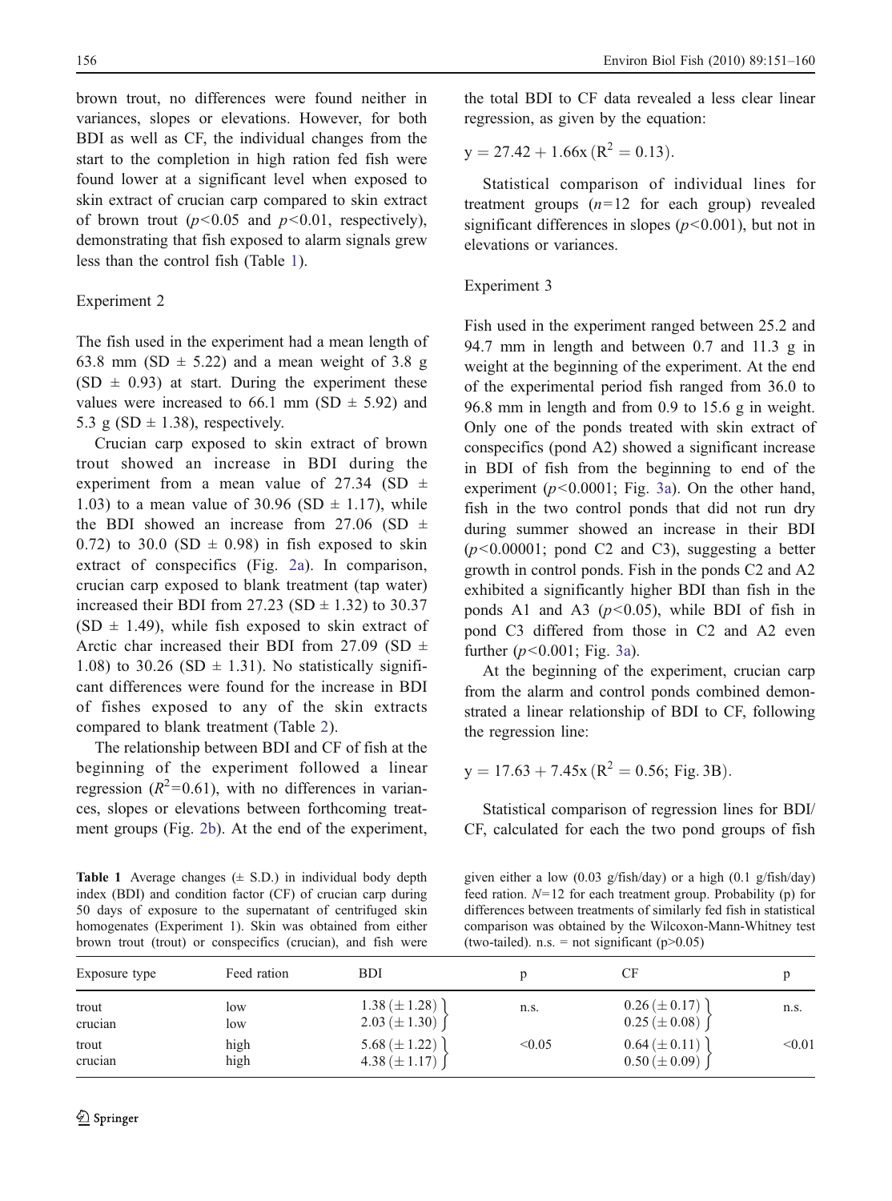brown trout, no differences were found neither in variances, slopes or elevations. However, for both BDI as well as CF, the individual changes from the start to the completion in high ration fed fish were found lower at a significant level when exposed to skin extract of crucian carp compared to skin extract of brown trout ($p<0.05$ and $p<0.01$, respectively), demonstrating that fish exposed to alarm signals grew less than the control fish (Table 1).

### Experiment 2

The fish used in the experiment had a mean length of 63.8 mm (SD ± 5.22) and a mean weight of 3.8 g (SD ± 0.93) at start. During the experiment these values were increased to 66.1 mm (SD ± 5.92) and 5.3 g (SD ± 1.38), respectively.

Crucian carp exposed to skin extract of brown trout showed an increase in BDI during the experiment from a mean value of 27.34 (SD ± 1.03) to a mean value of 30.96 (SD ± 1.17), while the BDI showed an increase from 27.06 (SD ± 0.72) to 30.0 (SD ± 0.98) in fish exposed to skin extract of conspecifics (Fig. 2a). In comparison, crucian carp exposed to blank treatment (tap water) increased their BDI from 27.23 (SD ± 1.32) to 30.37 (SD ± 1.49), while fish exposed to skin extract of Arctic char increased their BDI from 27.09 (SD ± 1.08) to 30.26 (SD ± 1.31). No statistically significant differences were found for the increase in BDI of fishes exposed to any of the skin extracts compared to blank treatment (Table 2).

The relationship between BDI and CF of fish at the beginning of the experiment followed a linear regression ($R^2=0.61$), with no differences in variances, slopes or elevations between forthcoming treatment groups (Fig. 2b). At the end of the experiment, the total BDI to CF data revealed a less clear linear regression, as given by the equation:

$$y = 27.42 + 1.66x \ (R^2 = 0.13).$$

Statistical comparison of individual lines for treatment groups ($n=12$ for each group) revealed significant differences in slopes ($p<0.001$), but not in elevations or variances.

### Experiment 3

Fish used in the experiment ranged between 25.2 and 94.7 mm in length and between 0.7 and 11.3 g in weight at the beginning of the experiment. At the end of the experimental period fish ranged from 36.0 to 96.8 mm in length and from 0.9 to 15.6 g in weight. Only one of the ponds treated with skin extract of conspecifics (pond A2) showed a significant increase in BDI of fish from the beginning to end of the experiment ($p<0.0001$; Fig. 3a). On the other hand, fish in the two control ponds that did not run dry during summer showed an increase in their BDI ($p<0.00001$; pond C2 and C3), suggesting a better growth in control ponds. Fish in the ponds C2 and A2 exhibited a significantly higher BDI than fish in the ponds A1 and A3 ($p<0.05$), while BDI of fish in pond C3 differed from those in C2 and A2 even further ($p<0.001$; Fig. 3a).

At the beginning of the experiment, crucian carp from the alarm and control ponds combined demonstrated a linear relationship of BDI to CF, following the regression line:

$$y = 17.63 + 7.45x \ (R^2 = 0.56; \text{Fig. 3B}).$$

Statistical comparison of regression lines for BDI/CF, calculated for each the two pond groups of fish

**Table 1** Average changes (± S.D.) in individual body depth index (BDI) and condition factor (CF) of crucian carp during 50 days of exposure to the supernatant of centrifuged skin homogenates (Experiment 1). Skin was obtained from either brown trout (trout) or conspecifics (crucian), and fish were given either a low (0.03 g/fish/day) or a high (0.1 g/fish/day) feed ration. N=12 for each treatment group. Probability (p) for differences between treatments of similarly fed fish in statistical comparison was obtained by the Wilcoxon-Mann-Whitney test (two-tailed). n.s. = not significant (p>0.05)

| Exposure type | Feed ration | BDI | p | CF | p |
|---|---|---|---|---|---|
| trout | low | 1.38 (± 1.28) | n.s. | 0.26 (± 0.17) | n.s. |
| crucian | low | 2.03 (± 1.30) | | 0.25 (± 0.08) | |
| trout | high | 5.68 (± 1.22) | <0.05 | 0.64 (± 0.11) | <0.01 |
| crucian | high | 4.38 (± 1.17) | | 0.50 (± 0.09) | |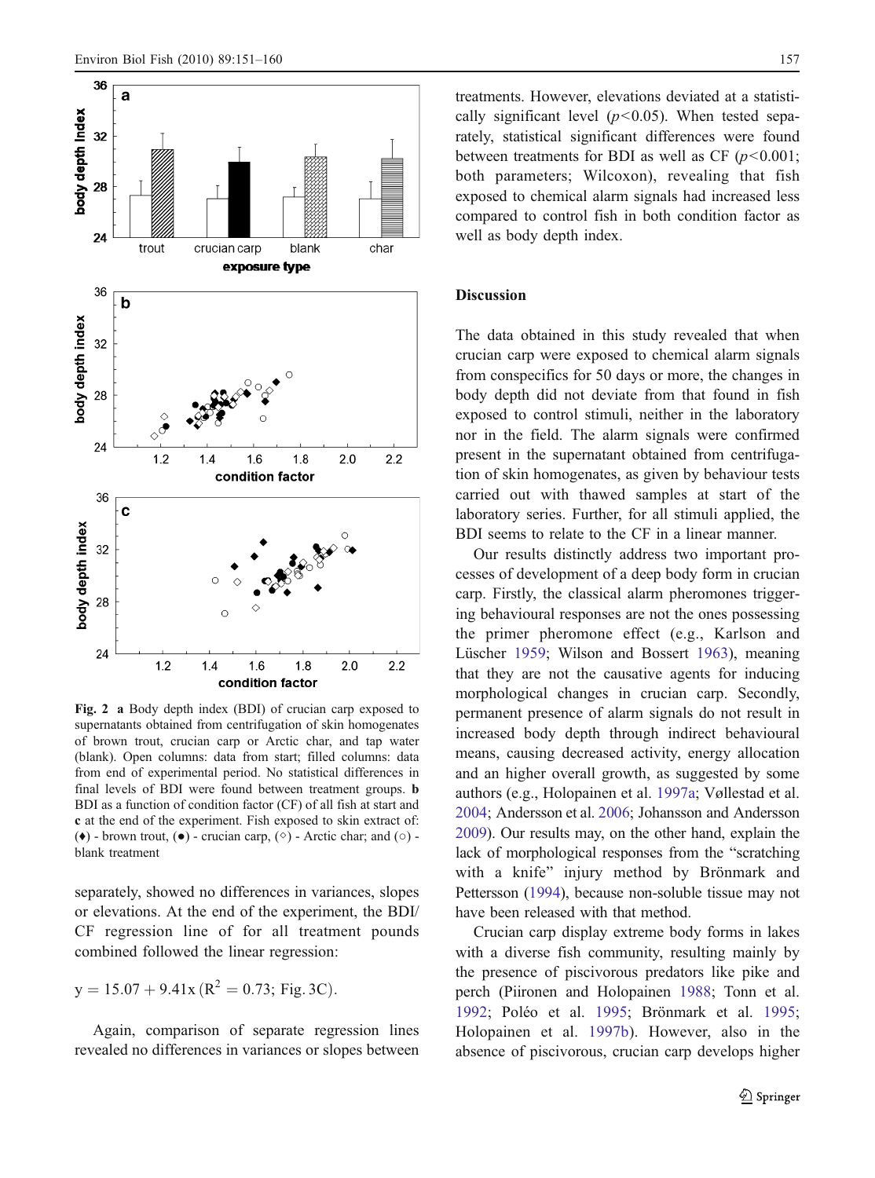Fig. 2 **a** Body depth index (BDI) of crucian carp exposed to supernatants obtained from centrifugation of skin homogenates of brown trout, crucian carp or Arctic char, and tap water (blank). Open columns: data from start; filled columns: data from end of experimental period. No statistical differences in final levels of BDI were found between treatment groups. **b** BDI as a function of condition factor (CF) of all fish at start and **c** at the end of the experiment. Fish exposed to skin extract of: (♦) - brown trout, (●) - crucian carp, (◇) - Arctic char; and (○) - blank treatment

separately, showed no differences in variances, slopes or elevations. At the end of the experiment, the BDI/CF regression line of for all treatment pounds combined followed the linear regression:

$$y = 15.07 + 9.41x \; (R^2 = 0.73; \text{Fig. 3C}).$$

Again, comparison of separate regression lines revealed no differences in variances or slopes between treatments. However, elevations deviated at a statistically significant level ($p<0.05$). When tested separately, statistical significant differences were found between treatments for BDI as well as CF ($p<0.001$; both parameters; Wilcoxon), revealing that fish exposed to chemical alarm signals had increased less compared to control fish in both condition factor as well as body depth index.

## Discussion

The data obtained in this study revealed that when crucian carp were exposed to chemical alarm signals from conspecifics for 50 days or more, the changes in body depth did not deviate from that found in fish exposed to control stimuli, neither in the laboratory nor in the field. The alarm signals were confirmed present in the supernatant obtained from centrifugation of skin homogenates, as given by behaviour tests carried out with thawed samples at start of the laboratory series. Further, for all stimuli applied, the BDI seems to relate to the CF in a linear manner.

Our results distinctly address two important processes of development of a deep body form in crucian carp. Firstly, the classical alarm pheromones triggering behavioural responses are not the ones possessing the primer pheromone effect (e.g., Karlson and Lüscher 1959; Wilson and Bossert 1963), meaning that they are not the causative agents for inducing morphological changes in crucian carp. Secondly, permanent presence of alarm signals do not result in increased body depth through indirect behavioural means, causing decreased activity, energy allocation and an higher overall growth, as suggested by some authors (e.g., Holopainen et al. 1997a; Vøllestad et al. 2004; Andersson et al. 2006; Johansson and Andersson 2009). Our results may, on the other hand, explain the lack of morphological responses from the "scratching with a knife" injury method by Brönmark and Pettersson (1994), because non-soluble tissue may not have been released with that method.

Crucian carp display extreme body forms in lakes with a diverse fish community, resulting mainly by the presence of piscivorous predators like pike and perch (Piironen and Holopainen 1988; Tonn et al. 1992; Poléo et al. 1995; Brönmark et al. 1995; Holopainen et al. 1997b). However, also in the absence of piscivorous, crucian carp develops higher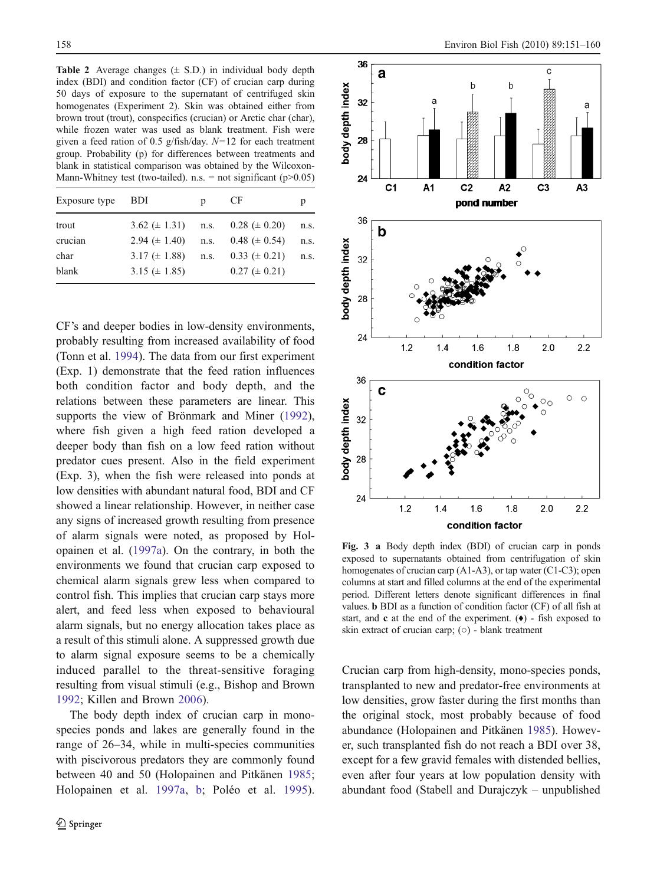**Table 2** Average changes (± S.D.) in individual body depth index (BDI) and condition factor (CF) of crucian carp during 50 days of exposure to the supernatant of centrifuged skin homogenates (Experiment 2). Skin was obtained either from brown trout (trout), conspecifics (crucian) or Arctic char (char), while frozen water was used as blank treatment. Fish were given a feed ration of 0.5 g/fish/day. $N=12$ for each treatment group. Probability (p) for differences between treatments and blank in statistical comparison was obtained by the Wilcoxon-Mann-Whitney test (two-tailed). n.s. = not significant ($p>0.05$)

| Exposure type | BDI | p | CF | p |
|---|---|---|---|---|
| trout | 3.62 (± 1.31) | n.s. | 0.28 (± 0.20) | n.s. |
| crucian | 2.94 (± 1.40) | n.s. | 0.48 (± 0.54) | n.s. |
| char | 3.17 (± 1.88) | n.s. | 0.33 (± 0.21) | n.s. |
| blank | 3.15 (± 1.85) | | 0.27 (± 0.21) | |

CF's and deeper bodies in low-density environments, probably resulting from increased availability of food (Tonn et al. 1994). The data from our first experiment (Exp. 1) demonstrate that the feed ration influences both condition factor and body depth, and the relations between these parameters are linear. This supports the view of Brönmark and Miner (1992), where fish given a high feed ration developed a deeper body than fish on a low feed ration without predator cues present. Also in the field experiment (Exp. 3), when the fish were released into ponds at low densities with abundant natural food, BDI and CF showed a linear relationship. However, in neither case any signs of increased growth resulting from presence of alarm signals were noted, as proposed by Holopainen et al. (1997a). On the contrary, in both the environments we found that crucian carp exposed to chemical alarm signals grew less when compared to control fish. This implies that crucian carp stays more alert, and feed less when exposed to behavioural alarm signals, but no energy allocation takes place as a result of this stimuli alone. A suppressed growth due to alarm signal exposure seems to be a chemically induced parallel to the threat-sensitive foraging resulting from visual stimuli (e.g., Bishop and Brown 1992; Killen and Brown 2006).

The body depth index of crucian carp in mono-species ponds and lakes are generally found in the range of 26–34, while in multi-species communities with piscivorous predators they are commonly found between 40 and 50 (Holopainen and Pitkänen 1985; Holopainen et al. 1997a, b; Poléo et al. 1995).

**Fig. 3** **a** Body depth index (BDI) of crucian carp in ponds exposed to supernatants obtained from centrifugation of skin homogenates of crucian carp (A1-A3), or tap water (C1-C3); open columns at start and filled columns at the end of the experimental period. Different letters denote significant differences in final values. **b** BDI as a function of condition factor (CF) of all fish at start, and **c** at the end of the experiment. (♦) - fish exposed to skin extract of crucian carp; (○) - blank treatment

Crucian carp from high-density, mono-species ponds, transplanted to new and predator-free environments at low densities, grow faster during the first months than the original stock, most probably because of food abundance (Holopainen and Pitkänen 1985). However, such transplanted fish do not reach a BDI over 38, except for a few gravid females with distended bellies, even after four years at low population density with abundant food (Stabell and Durajczyk – unpublished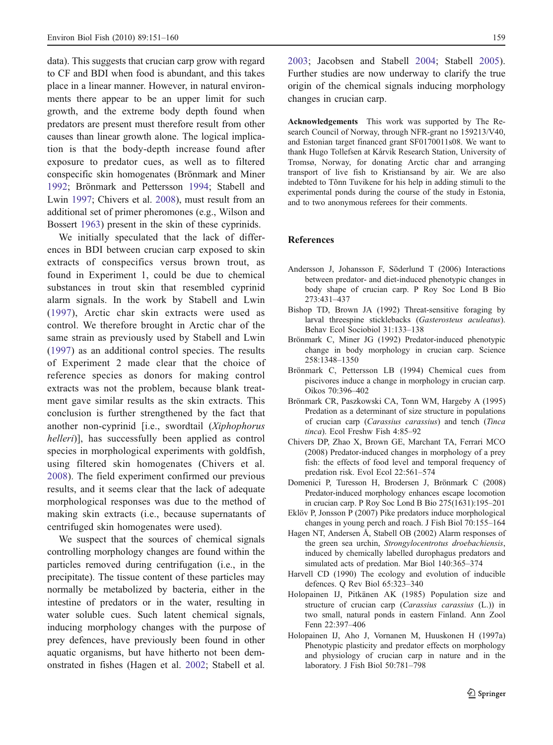data). This suggests that crucian carp grow with regard to CF and BDI when food is abundant, and this takes place in a linear manner. However, in natural environments there appear to be an upper limit for such growth, and the extreme body depth found when predators are present must therefore result from other causes than linear growth alone. The logical implication is that the body-depth increase found after exposure to predator cues, as well as to filtered conspecific skin homogenates (Brönmark and Miner 1992; Brönmark and Pettersson 1994; Stabell and Lwin 1997; Chivers et al. 2008), must result from an additional set of primer pheromones (e.g., Wilson and Bossert 1963) present in the skin of these cyprinids.

We initially speculated that the lack of differences in BDI between crucian carp exposed to skin extracts of conspecifics versus brown trout, as found in Experiment 1, could be due to chemical substances in trout skin that resembled cyprinid alarm signals. In the work by Stabell and Lwin (1997), Arctic char skin extracts were used as control. We therefore brought in Arctic char of the same strain as previously used by Stabell and Lwin (1997) as an additional control species. The results of Experiment 2 made clear that the choice of reference species as donors for making control extracts was not the problem, because blank treatment gave similar results as the skin extracts. This conclusion is further strengthened by the fact that another non-cyprinid [i.e., swordtail (*Xiphophorus helleri*)], has successfully been applied as control species in morphological experiments with goldfish, using filtered skin homogenates (Chivers et al. 2008). The field experiment confirmed our previous results, and it seems clear that the lack of adequate morphological responses was due to the method of making skin extracts (i.e., because supernatants of centrifuged skin homogenates were used).

We suspect that the sources of chemical signals controlling morphology changes are found within the particles removed during centrifugation (i.e., in the precipitate). The tissue content of these particles may normally be metabolized by bacteria, either in the intestine of predators or in the water, resulting in water soluble cues. Such latent chemical signals, inducing morphology changes with the purpose of prey defences, have previously been found in other aquatic organisms, but have hitherto not been demonstrated in fishes (Hagen et al. 2002; Stabell et al. 2003; Jacobsen and Stabell 2004; Stabell 2005). Further studies are now underway to clarify the true origin of the chemical signals inducing morphology changes in crucian carp.

**Acknowledgements** This work was supported by The Research Council of Norway, through NFR-grant no 159213/V40, and Estonian target financed grant SF0170011s08. We want to thank Hugo Tollefsen at Kårvik Research Station, University of Tromsø, Norway, for donating Arctic char and arranging transport of live fish to Kristiansand by air. We are also indebted to Tõnn Tuvikene for his help in adding stimuli to the experimental ponds during the course of the study in Estonia, and to two anonymous referees for their comments.

## References

Andersson J, Johansson F, Söderlund T (2006) Interactions between predator- and diet-induced phenotypic changes in body shape of crucian carp. P Roy Soc Lond B Bio 273:431–437

Bishop TD, Brown JA (1992) Threat-sensitive foraging by larval threespine sticklebacks (*Gasterosteus aculeatus*). Behav Ecol Sociobiol 31:133–138

Brönmark C, Miner JG (1992) Predator-induced phenotypic change in body morphology in crucian carp. Science 258:1348–1350

Brönmark C, Pettersson LB (1994) Chemical cues from piscivores induce a change in morphology in crucian carp. Oikos 70:396–402

Brönmark CR, Paszkowski CA, Tonn WM, Hargeby A (1995) Predation as a determinant of size structure in populations of crucian carp (*Carassius carassius*) and tench (*Tinca tinca*). Ecol Freshw Fish 4:85–92

Chivers DP, Zhao X, Brown GE, Marchant TA, Ferrari MCO (2008) Predator-induced changes in morphology of a prey fish: the effects of food level and temporal frequency of predation risk. Evol Ecol 22:561–574

Domenici P, Turesson H, Brodersen J, Brönmark C (2008) Predator-induced morphology enhances escape locomotion in crucian carp. P Roy Soc Lond B Bio 275(1631):195–201

Eklöv P, Jonsson P (2007) Pike predators induce morphological changes in young perch and roach. J Fish Biol 70:155–164

Hagen NT, Andersen Å, Stabell OB (2002) Alarm responses of the green sea urchin, *Strongylocentrotus droebachiensis*, induced by chemically labelled durophagus predators and simulated acts of predation. Mar Biol 140:365–374

Harvell CD (1990) The ecology and evolution of inducible defences. Q Rev Biol 65:323–340

Holopainen IJ, Pitkänen AK (1985) Population size and structure of crucian carp (*Carassius carassius* (L.)) in two small, natural ponds in eastern Finland. Ann Zool Fenn 22:397–406

Holopainen IJ, Aho J, Vornanen M, Huuskonen H (1997a) Phenotypic plasticity and predator effects on morphology and physiology of crucian carp in nature and in the laboratory. J Fish Biol 50:781–798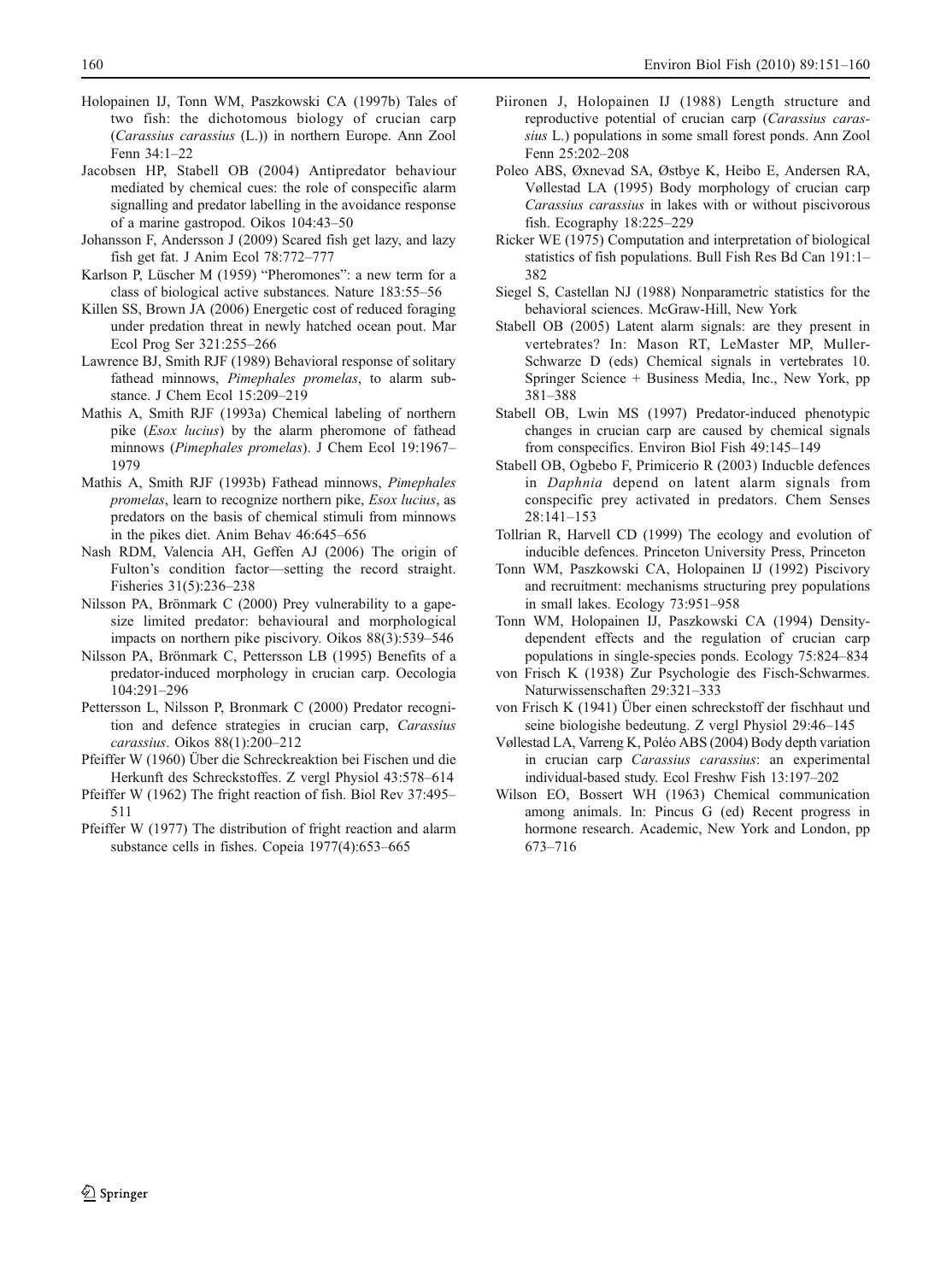Holopainen IJ, Tonn WM, Paszkowski CA (1997b) Tales of two fish: the dichotomous biology of crucian carp (*Carassius carassius* (L.)) in northern Europe. Ann Zool Fenn 34:1–22

Jacobsen HP, Stabell OB (2004) Antipredator behaviour mediated by chemical cues: the role of conspecific alarm signalling and predator labelling in the avoidance response of a marine gastropod. Oikos 104:43–50

Johansson F, Andersson J (2009) Scared fish get lazy, and lazy fish get fat. J Anim Ecol 78:772–777

Karlson P, Lüscher M (1959) "Pheromones": a new term for a class of biological active substances. Nature 183:55–56

Killen SS, Brown JA (2006) Energetic cost of reduced foraging under predation threat in newly hatched ocean pout. Mar Ecol Prog Ser 321:255–266

Lawrence BJ, Smith RJF (1989) Behavioral response of solitary fathead minnows, *Pimephales promelas*, to alarm substance. J Chem Ecol 15:209–219

Mathis A, Smith RJF (1993a) Chemical labeling of northern pike (*Esox lucius*) by the alarm pheromone of fathead minnows (*Pimephales promelas*). J Chem Ecol 19:1967–1979

Mathis A, Smith RJF (1993b) Fathead minnows, *Pimephales promelas*, learn to recognize northern pike, *Esox lucius*, as predators on the basis of chemical stimuli from minnows in the pikes diet. Anim Behav 46:645–656

Nash RDM, Valencia AH, Geffen AJ (2006) The origin of Fulton's condition factor—setting the record straight. Fisheries 31(5):236–238

Nilsson PA, Brönmark C (2000) Prey vulnerability to a gape-size limited predator: behavioural and morphological impacts on northern pike piscivory. Oikos 88(3):539–546

Nilsson PA, Brönmark C, Pettersson LB (1995) Benefits of a predator-induced morphology in crucian carp. Oecologia 104:291–296

Pettersson L, Nilsson P, Bronmark C (2000) Predator recognition and defence strategies in crucian carp, *Carassius carassius*. Oikos 88(1):200–212

Pfeiffer W (1960) Über die Schreckreaktion bei Fischen und die Herkunft des Schreckstoffes. Z vergl Physiol 43:578–614

Pfeiffer W (1962) The fright reaction of fish. Biol Rev 37:495–511

Pfeiffer W (1977) The distribution of fright reaction and alarm substance cells in fishes. Copeia 1977(4):653–665

Piironen J, Holopainen IJ (1988) Length structure and reproductive potential of crucian carp (*Carassius carassius* L.) populations in some small forest ponds. Ann Zool Fenn 25:202–208

Poleo ABS, Øxnevad SA, Østbye K, Heibo E, Andersen RA, Vøllestad LA (1995) Body morphology of crucian carp *Carassius carassius* in lakes with or without piscivorous fish. Ecography 18:225–229

Ricker WE (1975) Computation and interpretation of biological statistics of fish populations. Bull Fish Res Bd Can 191:1–382

Siegel S, Castellan NJ (1988) Nonparametric statistics for the behavioral sciences. McGraw-Hill, New York

Stabell OB (2005) Latent alarm signals: are they present in vertebrates? In: Mason RT, LeMaster MP, Muller-Schwarze D (eds) Chemical signals in vertebrates 10. Springer Science + Business Media, Inc., New York, pp 381–388

Stabell OB, Lwin MS (1997) Predator-induced phenotypic changes in crucian carp are caused by chemical signals from conspecifics. Environ Biol Fish 49:145–149

Stabell OB, Ogbebo F, Primicerio R (2003) Inducble defences in *Daphnia* depend on latent alarm signals from conspecific prey activated in predators. Chem Senses 28:141–153

Tollrian R, Harvell CD (1999) The ecology and evolution of inducible defences. Princeton University Press, Princeton

Tonn WM, Paszkowski CA, Holopainen IJ (1992) Piscivory and recruitment: mechanisms structuring prey populations in small lakes. Ecology 73:951–958

Tonn WM, Holopainen IJ, Paszkowski CA (1994) Density-dependent effects and the regulation of crucian carp populations in single-species ponds. Ecology 75:824–834

von Frisch K (1938) Zur Psychologie des Fisch-Schwarmes. Naturwissenschaften 29:321–333

von Frisch K (1941) Über einen schreckstoff der fischhaut und seine biologishe bedeutung. Z vergl Physiol 29:46–145

Vøllestad LA, Varreng K, Poléo ABS (2004) Body depth variation in crucian carp *Carassius carassius*: an experimental individual-based study. Ecol Freshw Fish 13:197–202

Wilson EO, Bossert WH (1963) Chemical communication among animals. In: Pincus G (ed) Recent progress in hormone research. Academic, New York and London, pp 673–716